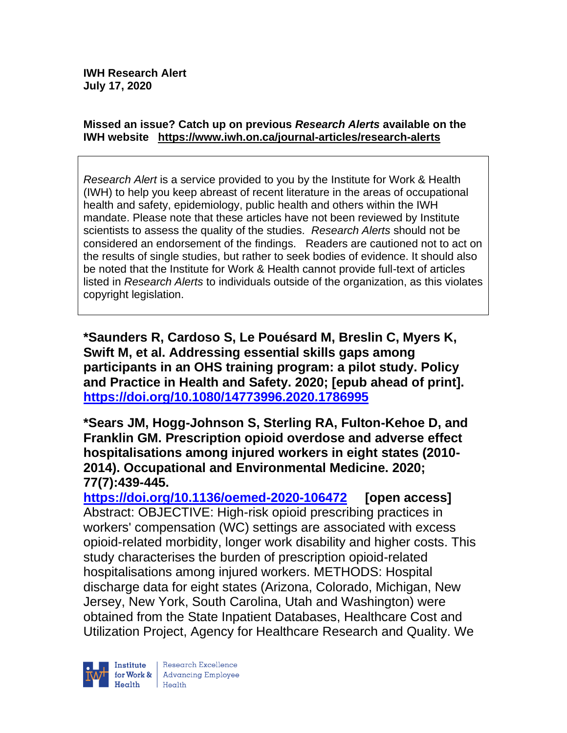**IWH Research Alert**
**July 17, 2020**

**Missed an issue? Catch up on previous *Research Alerts* available on the IWH website https://www.iwh.on.ca/journal-articles/research-alerts**

> *Research Alert* is a service provided to you by the Institute for Work & Health (IWH) to help you keep abreast of recent literature in the areas of occupational health and safety, epidemiology, public health and others within the IWH mandate. Please note that these articles have not been reviewed by Institute scientists to assess the quality of the studies. *Research Alerts* should not be considered an endorsement of the findings. Readers are cautioned not to act on the results of single studies, but rather to seek bodies of evidence. It should also be noted that the Institute for Work & Health cannot provide full-text of articles listed in *Research Alerts* to individuals outside of the organization, as this violates copyright legislation.

**\*Saunders R, Cardoso S, Le Pouésard M, Breslin C, Myers K, Swift M, et al. Addressing essential skills gaps among participants in an OHS training program: a pilot study. Policy and Practice in Health and Safety. 2020; [epub ahead of print]. https://doi.org/10.1080/14773996.2020.1786995**

**\*Sears JM, Hogg-Johnson S, Sterling RA, Fulton-Kehoe D, and Franklin GM. Prescription opioid overdose and adverse effect hospitalisations among injured workers in eight states (2010-2014). Occupational and Environmental Medicine. 2020; 77(7):439-445.**
**https://doi.org/10.1136/oemed-2020-106472 [open access]**
Abstract: OBJECTIVE: High-risk opioid prescribing practices in workers' compensation (WC) settings are associated with excess opioid-related morbidity, longer work disability and higher costs. This study characterises the burden of prescription opioid-related hospitalisations among injured workers. METHODS: Hospital discharge data for eight states (Arizona, Colorado, Michigan, New Jersey, New York, South Carolina, Utah and Washington) were obtained from the State Inpatient Databases, Healthcare Cost and Utilization Project, Agency for Healthcare Research and Quality. We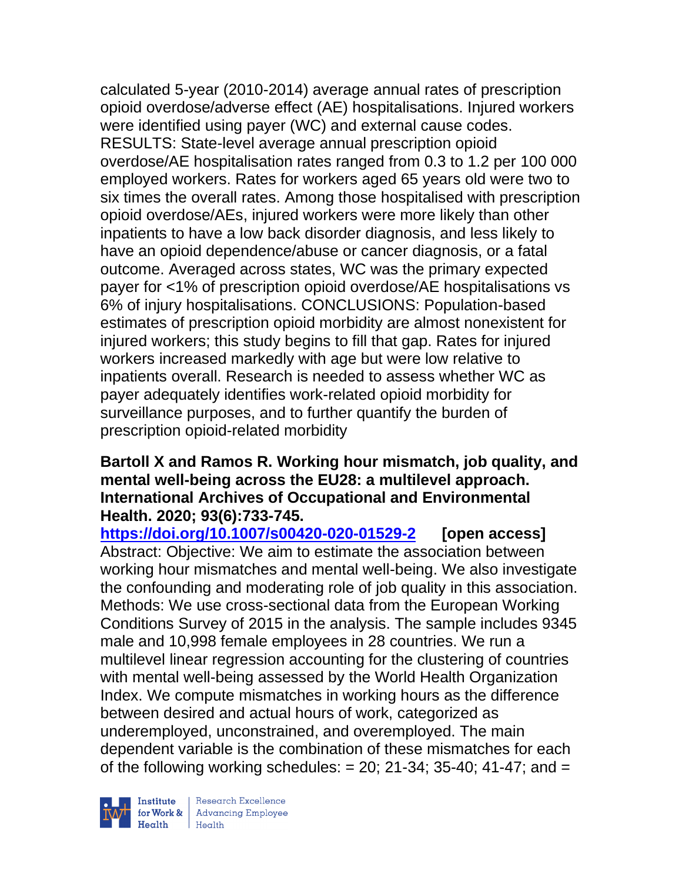calculated 5-year (2010-2014) average annual rates of prescription opioid overdose/adverse effect (AE) hospitalisations. Injured workers were identified using payer (WC) and external cause codes. RESULTS: State-level average annual prescription opioid overdose/AE hospitalisation rates ranged from 0.3 to 1.2 per 100 000 employed workers. Rates for workers aged 65 years old were two to six times the overall rates. Among those hospitalised with prescription opioid overdose/AEs, injured workers were more likely than other inpatients to have a low back disorder diagnosis, and less likely to have an opioid dependence/abuse or cancer diagnosis, or a fatal outcome. Averaged across states, WC was the primary expected payer for <1% of prescription opioid overdose/AE hospitalisations vs 6% of injury hospitalisations. CONCLUSIONS: Population-based estimates of prescription opioid morbidity are almost nonexistent for injured workers; this study begins to fill that gap. Rates for injured workers increased markedly with age but were low relative to inpatients overall. Research is needed to assess whether WC as payer adequately identifies work-related opioid morbidity for surveillance purposes, and to further quantify the burden of prescription opioid-related morbidity

**Bartoll X and Ramos R. Working hour mismatch, job quality, and mental well-being across the EU28: a multilevel approach. International Archives of Occupational and Environmental Health. 2020; 93(6):733-745.**
**https://doi.org/10.1007/s00420-020-01529-2** **[open access]**
Abstract: Objective: We aim to estimate the association between working hour mismatches and mental well-being. We also investigate the confounding and moderating role of job quality in this association. Methods: We use cross-sectional data from the European Working Conditions Survey of 2015 in the analysis. The sample includes 9345 male and 10,998 female employees in 28 countries. We run a multilevel linear regression accounting for the clustering of countries with mental well-being assessed by the World Health Organization Index. We compute mismatches in working hours as the difference between desired and actual hours of work, categorized as underemployed, unconstrained, and overemployed. The main dependent variable is the combination of these mismatches for each of the following working schedules: = 20; 21-34; 35-40; 41-47; and =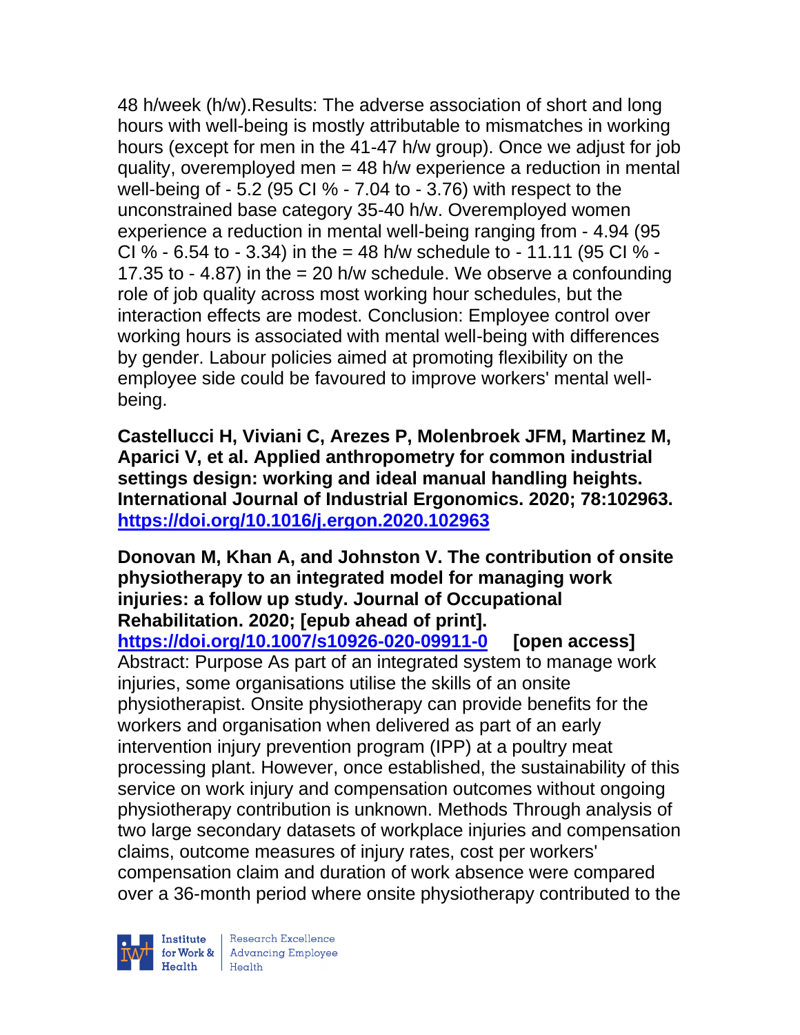48 h/week (h/w).Results: The adverse association of short and long hours with well-being is mostly attributable to mismatches in working hours (except for men in the 41-47 h/w group). Once we adjust for job quality, overemployed men = 48 h/w experience a reduction in mental well-being of - 5.2 (95 CI % - 7.04 to - 3.76) with respect to the unconstrained base category 35-40 h/w. Overemployed women experience a reduction in mental well-being ranging from - 4.94 (95 CI % - 6.54 to - 3.34) in the = 48 h/w schedule to - 11.11 (95 CI % - 17.35 to - 4.87) in the = 20 h/w schedule. We observe a confounding role of job quality across most working hour schedules, but the interaction effects are modest. Conclusion: Employee control over working hours is associated with mental well-being with differences by gender. Labour policies aimed at promoting flexibility on the employee side could be favoured to improve workers' mental well-being.

**Castellucci H, Viviani C, Arezes P, Molenbroek JFM, Martinez M, Aparici V, et al. Applied anthropometry for common industrial settings design: working and ideal manual handling heights. International Journal of Industrial Ergonomics. 2020; 78:102963. https://doi.org/10.1016/j.ergon.2020.102963**

**Donovan M, Khan A, and Johnston V. The contribution of onsite physiotherapy to an integrated model for managing work injuries: a follow up study. Journal of Occupational Rehabilitation. 2020; [epub ahead of print]. https://doi.org/10.1007/s10926-020-09911-0 [open access]**
Abstract: Purpose As part of an integrated system to manage work injuries, some organisations utilise the skills of an onsite physiotherapist. Onsite physiotherapy can provide benefits for the workers and organisation when delivered as part of an early intervention injury prevention program (IPP) at a poultry meat processing plant. However, once established, the sustainability of this service on work injury and compensation outcomes without ongoing physiotherapy contribution is unknown. Methods Through analysis of two large secondary datasets of workplace injuries and compensation claims, outcome measures of injury rates, cost per workers' compensation claim and duration of work absence were compared over a 36-month period where onsite physiotherapy contributed to the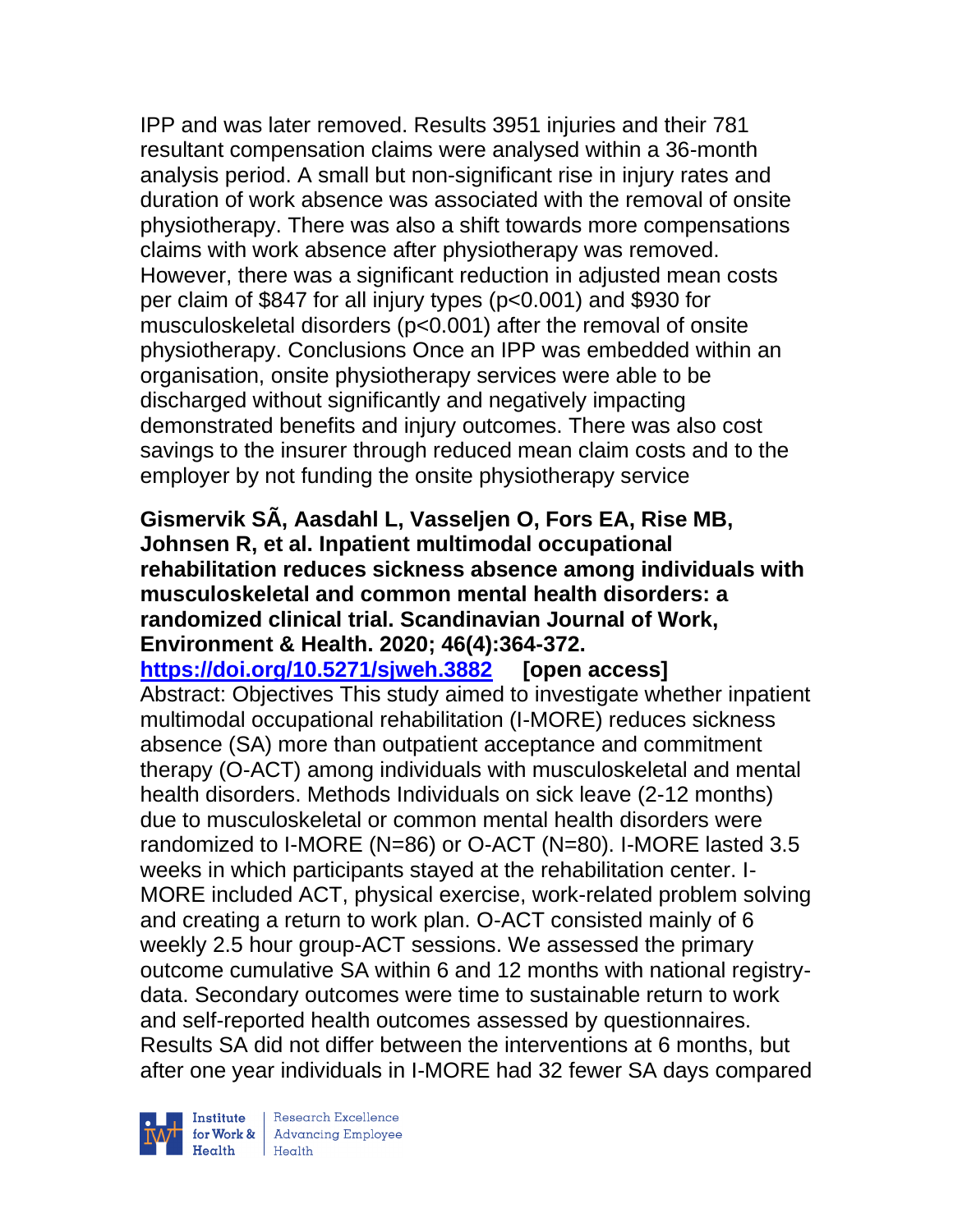IPP and was later removed. Results 3951 injuries and their 781 resultant compensation claims were analysed within a 36-month analysis period. A small but non-significant rise in injury rates and duration of work absence was associated with the removal of onsite physiotherapy. There was also a shift towards more compensations claims with work absence after physiotherapy was removed. However, there was a significant reduction in adjusted mean costs per claim of $847 for all injury types (p<0.001) and $930 for musculoskeletal disorders (p<0.001) after the removal of onsite physiotherapy. Conclusions Once an IPP was embedded within an organisation, onsite physiotherapy services were able to be discharged without significantly and negatively impacting demonstrated benefits and injury outcomes. There was also cost savings to the insurer through reduced mean claim costs and to the employer by not funding the onsite physiotherapy service

**Gismervik SÃ, Aasdahl L, Vasseljen O, Fors EA, Rise MB, Johnsen R, et al. Inpatient multimodal occupational rehabilitation reduces sickness absence among individuals with musculoskeletal and common mental health disorders: a randomized clinical trial. Scandinavian Journal of Work, Environment & Health. 2020; 46(4):364-372.**
**https://doi.org/10.5271/sjweh.3882 [open access]**
Abstract: Objectives This study aimed to investigate whether inpatient multimodal occupational rehabilitation (I-MORE) reduces sickness absence (SA) more than outpatient acceptance and commitment therapy (O-ACT) among individuals with musculoskeletal and mental health disorders. Methods Individuals on sick leave (2-12 months) due to musculoskeletal or common mental health disorders were randomized to I-MORE (N=86) or O-ACT (N=80). I-MORE lasted 3.5 weeks in which participants stayed at the rehabilitation center. I-MORE included ACT, physical exercise, work-related problem solving and creating a return to work plan. O-ACT consisted mainly of 6 weekly 2.5 hour group-ACT sessions. We assessed the primary outcome cumulative SA within 6 and 12 months with national registry-data. Secondary outcomes were time to sustainable return to work and self-reported health outcomes assessed by questionnaires. Results SA did not differ between the interventions at 6 months, but after one year individuals in I-MORE had 32 fewer SA days compared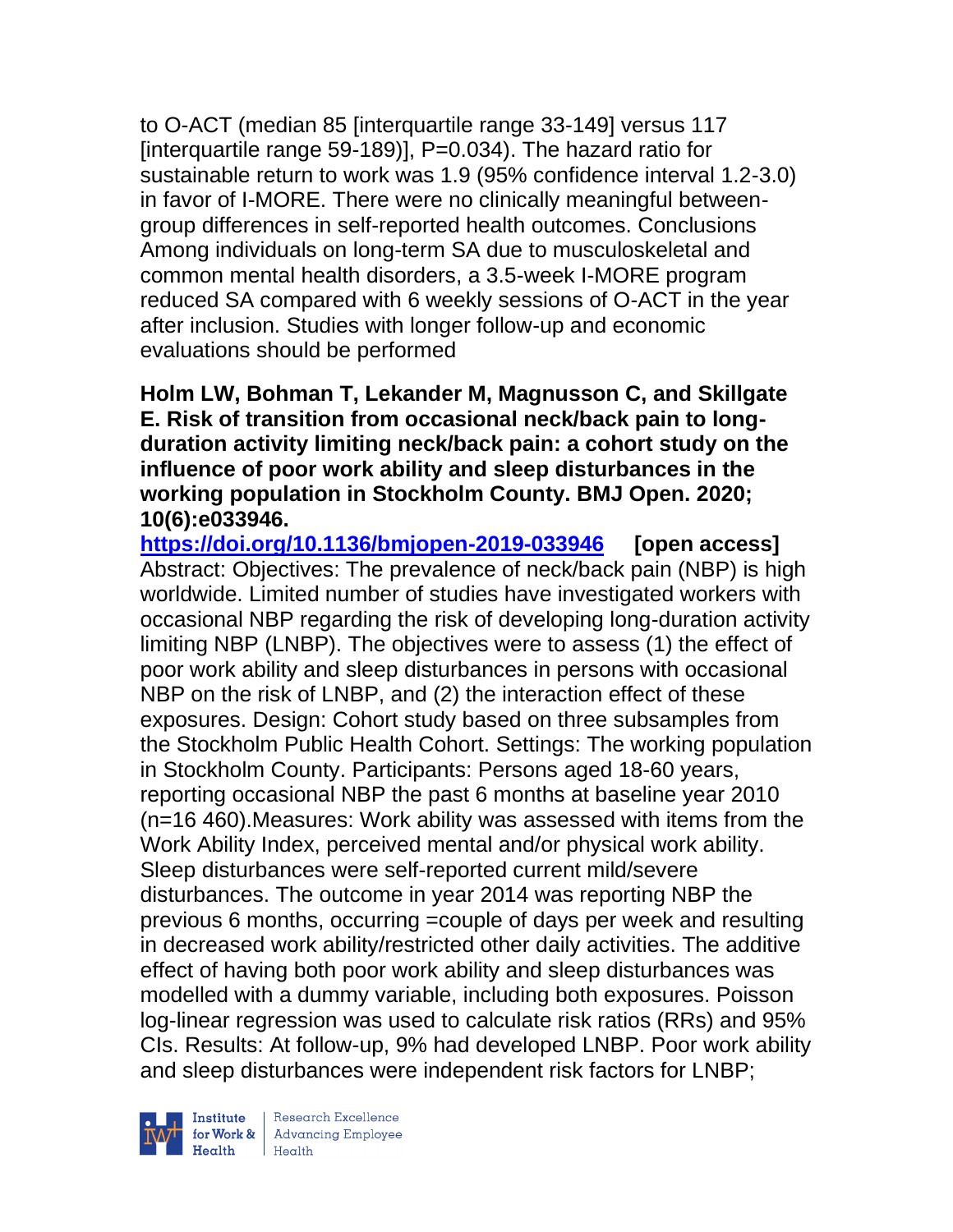to O-ACT (median 85 [interquartile range 33-149] versus 117 [interquartile range 59-189)], P=0.034). The hazard ratio for sustainable return to work was 1.9 (95% confidence interval 1.2-3.0) in favor of I-MORE. There were no clinically meaningful between-group differences in self-reported health outcomes. Conclusions Among individuals on long-term SA due to musculoskeletal and common mental health disorders, a 3.5-week I-MORE program reduced SA compared with 6 weekly sessions of O-ACT in the year after inclusion. Studies with longer follow-up and economic evaluations should be performed

**Holm LW, Bohman T, Lekander M, Magnusson C, and Skillgate E. Risk of transition from occasional neck/back pain to long-duration activity limiting neck/back pain: a cohort study on the influence of poor work ability and sleep disturbances in the working population in Stockholm County. BMJ Open. 2020; 10(6):e033946.**

**https://doi.org/10.1136/bmjopen-2019-033946** **[open access]**

Abstract: Objectives: The prevalence of neck/back pain (NBP) is high worldwide. Limited number of studies have investigated workers with occasional NBP regarding the risk of developing long-duration activity limiting NBP (LNBP). The objectives were to assess (1) the effect of poor work ability and sleep disturbances in persons with occasional NBP on the risk of LNBP, and (2) the interaction effect of these exposures. Design: Cohort study based on three subsamples from the Stockholm Public Health Cohort. Settings: The working population in Stockholm County. Participants: Persons aged 18-60 years, reporting occasional NBP the past 6 months at baseline year 2010 (n=16 460).Measures: Work ability was assessed with items from the Work Ability Index, perceived mental and/or physical work ability. Sleep disturbances were self-reported current mild/severe disturbances. The outcome in year 2014 was reporting NBP the previous 6 months, occurring =couple of days per week and resulting in decreased work ability/restricted other daily activities. The additive effect of having both poor work ability and sleep disturbances was modelled with a dummy variable, including both exposures. Poisson log-linear regression was used to calculate risk ratios (RRs) and 95% CIs. Results: At follow-up, 9% had developed LNBP. Poor work ability and sleep disturbances were independent risk factors for LNBP;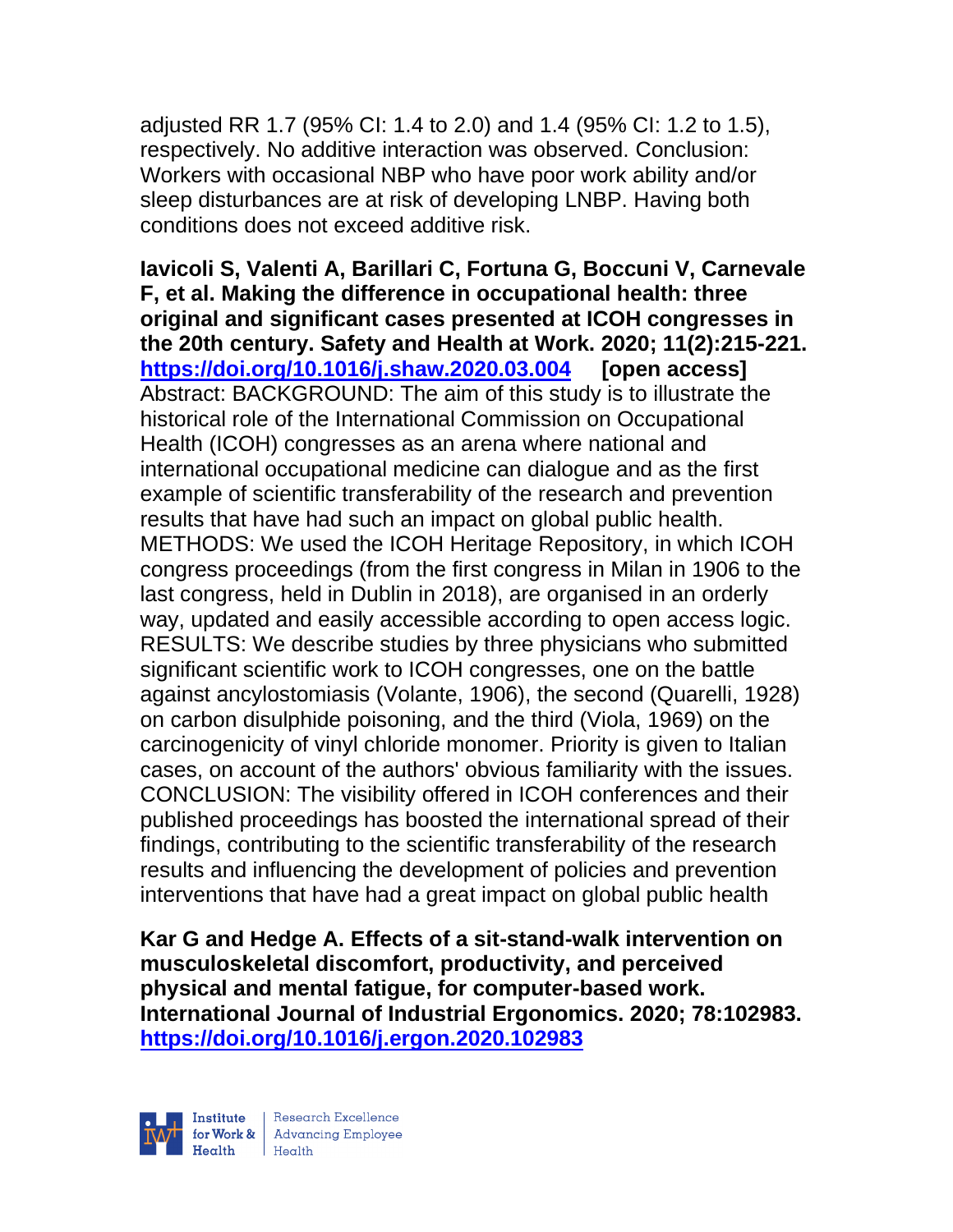adjusted RR 1.7 (95% CI: 1.4 to 2.0) and 1.4 (95% CI: 1.2 to 1.5), respectively. No additive interaction was observed. Conclusion: Workers with occasional NBP who have poor work ability and/or sleep disturbances are at risk of developing LNBP. Having both conditions does not exceed additive risk.

**Iavicoli S, Valenti A, Barillari C, Fortuna G, Boccuni V, Carnevale F, et al. Making the difference in occupational health: three original and significant cases presented at ICOH congresses in the 20th century. Safety and Health at Work. 2020; 11(2):215-221. https://doi.org/10.1016/j.shaw.2020.03.004 [open access]**
Abstract: BACKGROUND: The aim of this study is to illustrate the historical role of the International Commission on Occupational Health (ICOH) congresses as an arena where national and international occupational medicine can dialogue and as the first example of scientific transferability of the research and prevention results that have had such an impact on global public health. METHODS: We used the ICOH Heritage Repository, in which ICOH congress proceedings (from the first congress in Milan in 1906 to the last congress, held in Dublin in 2018), are organised in an orderly way, updated and easily accessible according to open access logic. RESULTS: We describe studies by three physicians who submitted significant scientific work to ICOH congresses, one on the battle against ancylostomiasis (Volante, 1906), the second (Quarelli, 1928) on carbon disulphide poisoning, and the third (Viola, 1969) on the carcinogenicity of vinyl chloride monomer. Priority is given to Italian cases, on account of the authors' obvious familiarity with the issues. CONCLUSION: The visibility offered in ICOH conferences and their published proceedings has boosted the international spread of their findings, contributing to the scientific transferability of the research results and influencing the development of policies and prevention interventions that have had a great impact on global public health

**Kar G and Hedge A. Effects of a sit-stand-walk intervention on musculoskeletal discomfort, productivity, and perceived physical and mental fatigue, for computer-based work. International Journal of Industrial Ergonomics. 2020; 78:102983. https://doi.org/10.1016/j.ergon.2020.102983**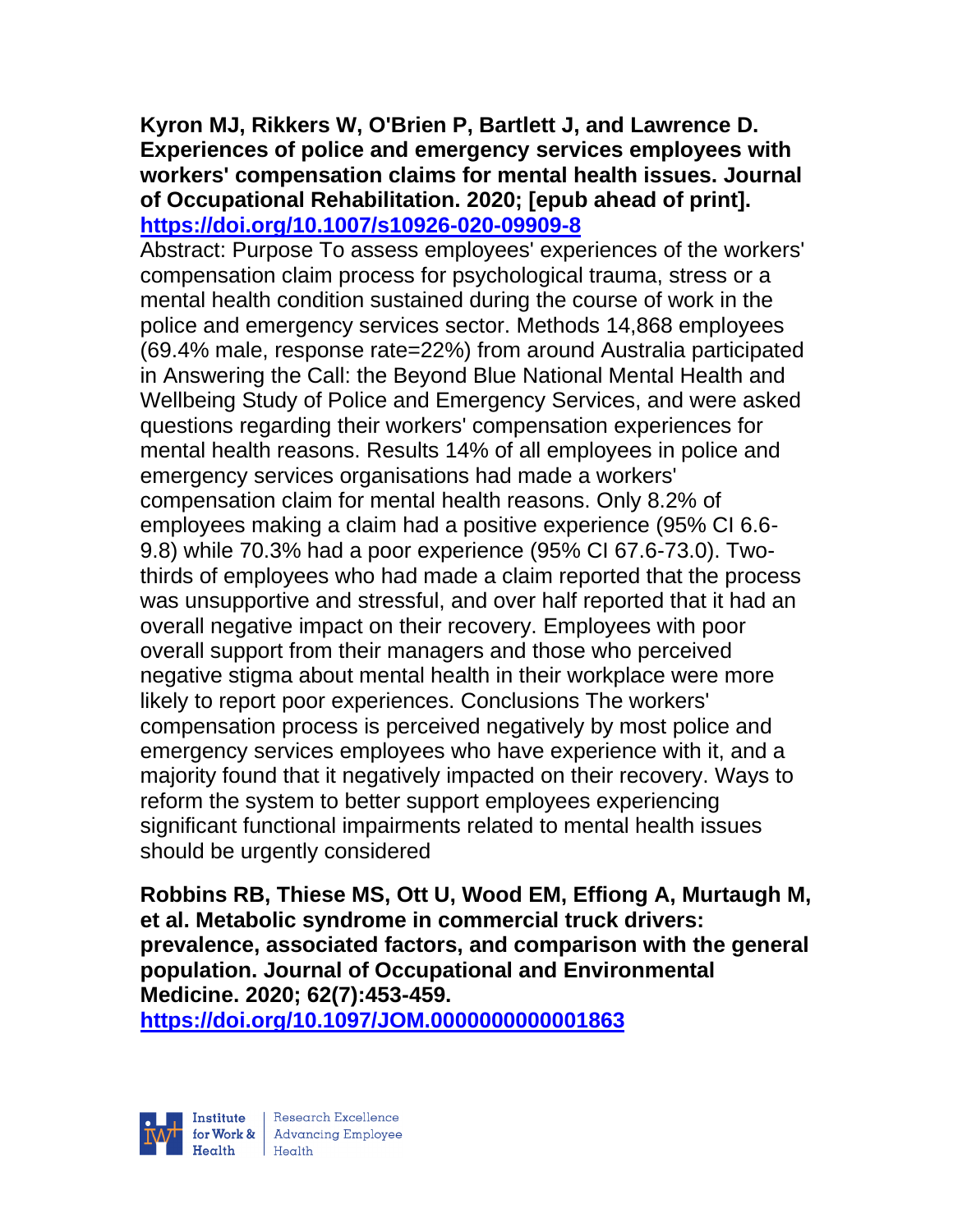**Kyron MJ, Rikkers W, O'Brien P, Bartlett J, and Lawrence D. Experiences of police and emergency services employees with workers' compensation claims for mental health issues. Journal of Occupational Rehabilitation. 2020; [epub ahead of print]. https://doi.org/10.1007/s10926-020-09909-8**

Abstract: Purpose To assess employees' experiences of the workers' compensation claim process for psychological trauma, stress or a mental health condition sustained during the course of work in the police and emergency services sector. Methods 14,868 employees (69.4% male, response rate=22%) from around Australia participated in Answering the Call: the Beyond Blue National Mental Health and Wellbeing Study of Police and Emergency Services, and were asked questions regarding their workers' compensation experiences for mental health reasons. Results 14% of all employees in police and emergency services organisations had made a workers' compensation claim for mental health reasons. Only 8.2% of employees making a claim had a positive experience (95% CI 6.6-9.8) while 70.3% had a poor experience (95% CI 67.6-73.0). Two-thirds of employees who had made a claim reported that the process was unsupportive and stressful, and over half reported that it had an overall negative impact on their recovery. Employees with poor overall support from their managers and those who perceived negative stigma about mental health in their workplace were more likely to report poor experiences. Conclusions The workers' compensation process is perceived negatively by most police and emergency services employees who have experience with it, and a majority found that it negatively impacted on their recovery. Ways to reform the system to better support employees experiencing significant functional impairments related to mental health issues should be urgently considered

**Robbins RB, Thiese MS, Ott U, Wood EM, Effiong A, Murtaugh M, et al. Metabolic syndrome in commercial truck drivers: prevalence, associated factors, and comparison with the general population. Journal of Occupational and Environmental Medicine. 2020; 62(7):453-459. https://doi.org/10.1097/JOM.0000000000001863**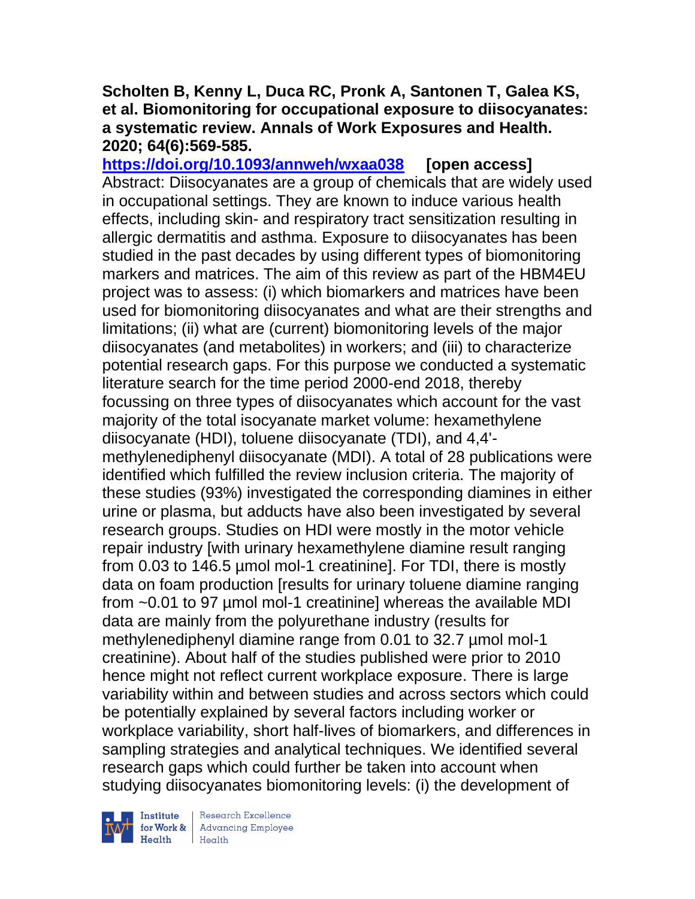**Scholten B, Kenny L, Duca RC, Pronk A, Santonen T, Galea KS, et al. Biomonitoring for occupational exposure to diisocyanates: a systematic review. Annals of Work Exposures and Health. 2020; 64(6):569-585.**

**https://doi.org/10.1093/annweh/wxaa038** **[open access]**

Abstract: Diisocyanates are a group of chemicals that are widely used in occupational settings. They are known to induce various health effects, including skin- and respiratory tract sensitization resulting in allergic dermatitis and asthma. Exposure to diisocyanates has been studied in the past decades by using different types of biomonitoring markers and matrices. The aim of this review as part of the HBM4EU project was to assess: (i) which biomarkers and matrices have been used for biomonitoring diisocyanates and what are their strengths and limitations; (ii) what are (current) biomonitoring levels of the major diisocyanates (and metabolites) in workers; and (iii) to characterize potential research gaps. For this purpose we conducted a systematic literature search for the time period 2000-end 2018, thereby focussing on three types of diisocyanates which account for the vast majority of the total isocyanate market volume: hexamethylene diisocyanate (HDI), toluene diisocyanate (TDI), and 4,4'-methylenediphenyl diisocyanate (MDI). A total of 28 publications were identified which fulfilled the review inclusion criteria. The majority of these studies (93%) investigated the corresponding diamines in either urine or plasma, but adducts have also been investigated by several research groups. Studies on HDI were mostly in the motor vehicle repair industry [with urinary hexamethylene diamine result ranging from 0.03 to 146.5 µmol $mol^{-1}$ creatinine]. For TDI, there is mostly data on foam production [results for urinary toluene diamine ranging from ~0.01 to 97 µmol $mol^{-1}$ creatinine] whereas the available MDI data are mainly from the polyurethane industry (results for methylenediphenyl diamine range from 0.01 to 32.7 µmol $mol^{-1}$ creatinine). About half of the studies published were prior to 2010 hence might not reflect current workplace exposure. There is large variability within and between studies and across sectors which could be potentially explained by several factors including worker or workplace variability, short half-lives of biomarkers, and differences in sampling strategies and analytical techniques. We identified several research gaps which could further be taken into account when studying diisocyanates biomonitoring levels: (i) the development of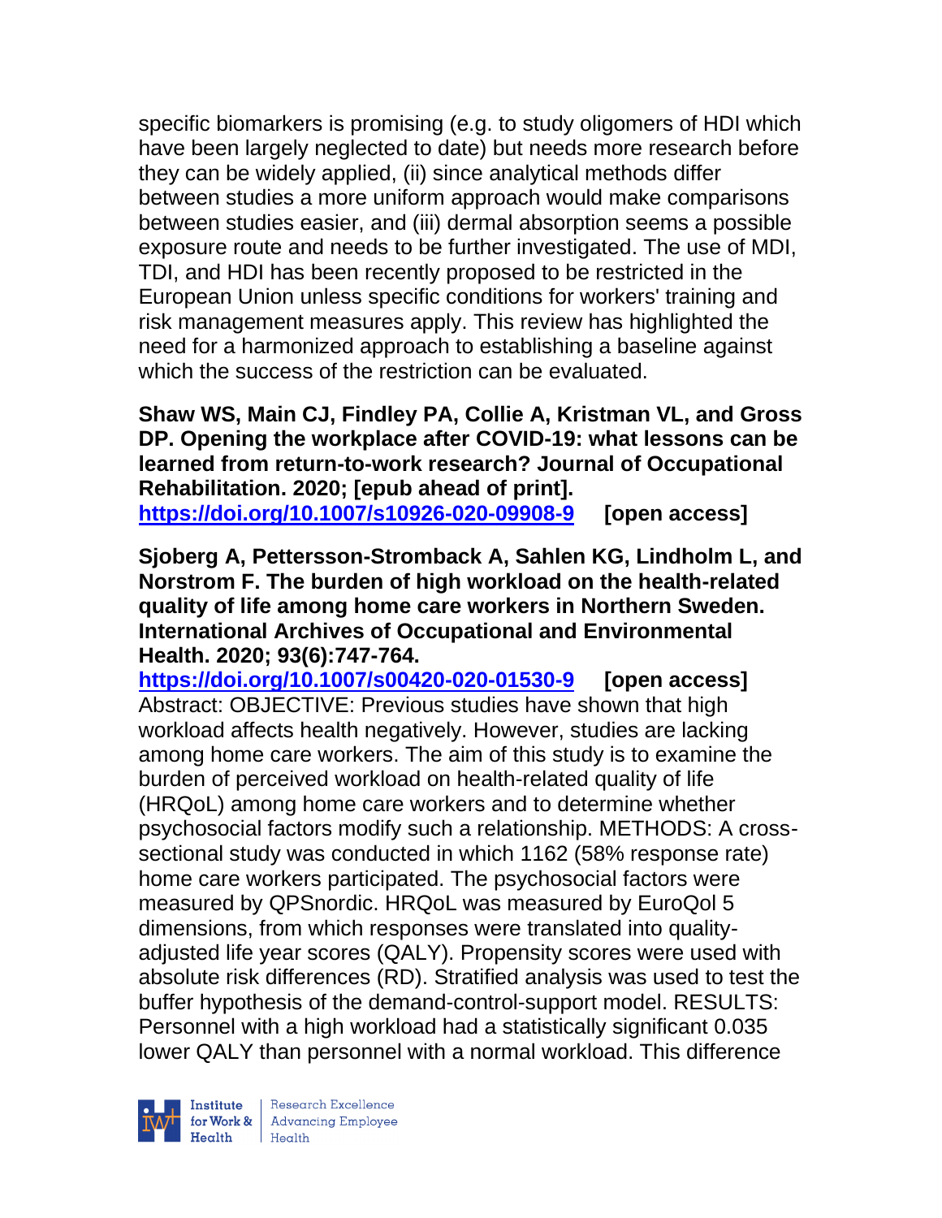specific biomarkers is promising (e.g. to study oligomers of HDI which have been largely neglected to date) but needs more research before they can be widely applied, (ii) since analytical methods differ between studies a more uniform approach would make comparisons between studies easier, and (iii) dermal absorption seems a possible exposure route and needs to be further investigated. The use of MDI, TDI, and HDI has been recently proposed to be restricted in the European Union unless specific conditions for workers' training and risk management measures apply. This review has highlighted the need for a harmonized approach to establishing a baseline against which the success of the restriction can be evaluated.

**Shaw WS, Main CJ, Findley PA, Collie A, Kristman VL, and Gross DP. Opening the workplace after COVID-19: what lessons can be learned from return-to-work research? Journal of Occupational Rehabilitation. 2020; [epub ahead of print].**
**https://doi.org/10.1007/s10926-020-09908-9 [open access]**

**Sjoberg A, Pettersson-Stromback A, Sahlen KG, Lindholm L, and Norstrom F. The burden of high workload on the health-related quality of life among home care workers in Northern Sweden. International Archives of Occupational and Environmental Health. 2020; 93(6):747-764.**
**https://doi.org/10.1007/s00420-020-01530-9 [open access]**
Abstract: OBJECTIVE: Previous studies have shown that high workload affects health negatively. However, studies are lacking among home care workers. The aim of this study is to examine the burden of perceived workload on health-related quality of life (HRQoL) among home care workers and to determine whether psychosocial factors modify such a relationship. METHODS: A cross-sectional study was conducted in which 1162 (58% response rate) home care workers participated. The psychosocial factors were measured by QPSnordic. HRQoL was measured by EuroQol 5 dimensions, from which responses were translated into quality-adjusted life year scores (QALY). Propensity scores were used with absolute risk differences (RD). Stratified analysis was used to test the buffer hypothesis of the demand-control-support model. RESULTS: Personnel with a high workload had a statistically significant 0.035 lower QALY than personnel with a normal workload. This difference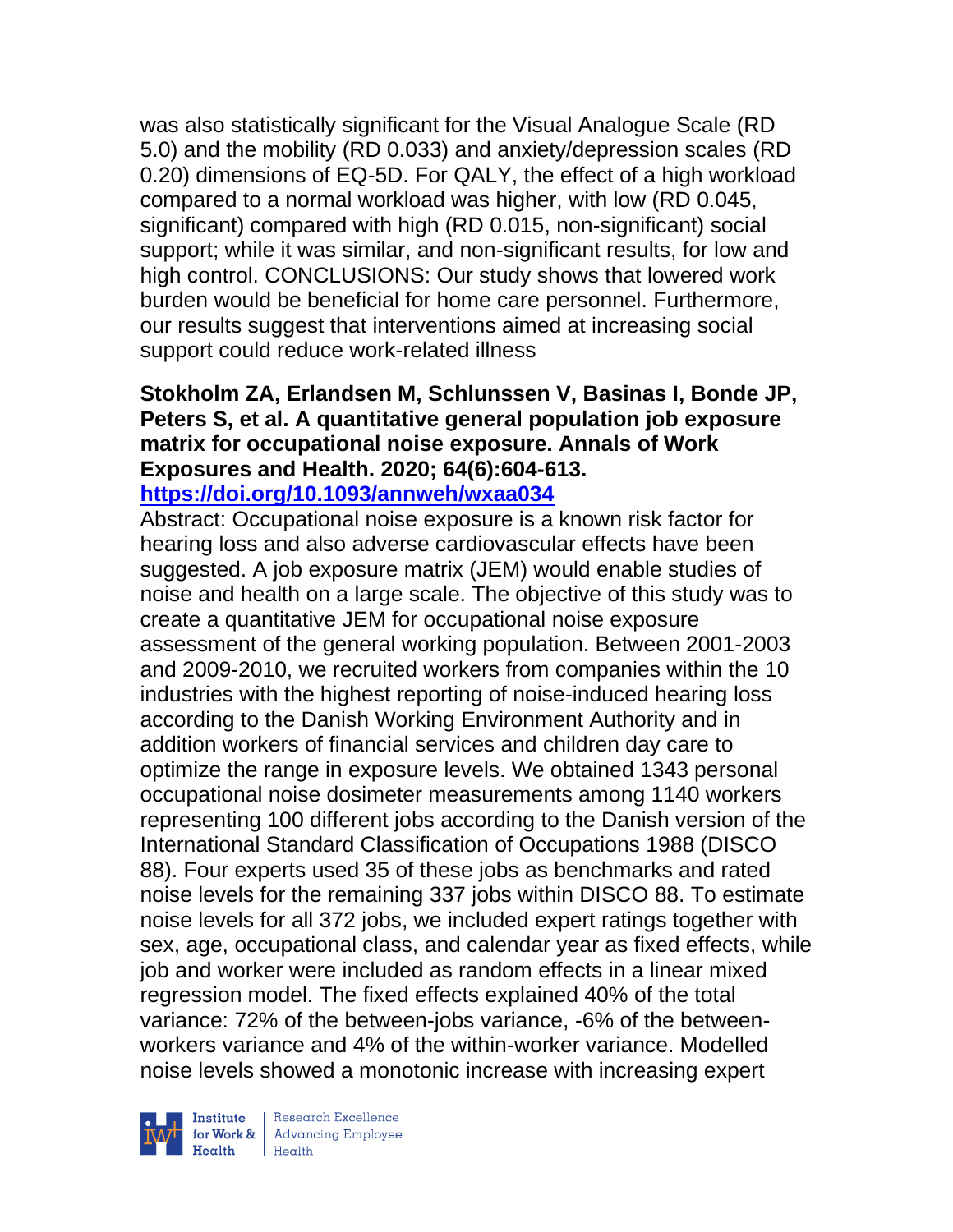was also statistically significant for the Visual Analogue Scale (RD 5.0) and the mobility (RD 0.033) and anxiety/depression scales (RD 0.20) dimensions of EQ-5D. For QALY, the effect of a high workload compared to a normal workload was higher, with low (RD 0.045, significant) compared with high (RD 0.015, non-significant) social support; while it was similar, and non-significant results, for low and high control. CONCLUSIONS: Our study shows that lowered work burden would be beneficial for home care personnel. Furthermore, our results suggest that interventions aimed at increasing social support could reduce work-related illness

**Stokholm ZA, Erlandsen M, Schlunssen V, Basinas I, Bonde JP, Peters S, et al. A quantitative general population job exposure matrix for occupational noise exposure. Annals of Work Exposures and Health. 2020; 64(6):604-613.**
**https://doi.org/10.1093/annweh/wxaa034**

Abstract: Occupational noise exposure is a known risk factor for hearing loss and also adverse cardiovascular effects have been suggested. A job exposure matrix (JEM) would enable studies of noise and health on a large scale. The objective of this study was to create a quantitative JEM for occupational noise exposure assessment of the general working population. Between 2001-2003 and 2009-2010, we recruited workers from companies within the 10 industries with the highest reporting of noise-induced hearing loss according to the Danish Working Environment Authority and in addition workers of financial services and children day care to optimize the range in exposure levels. We obtained 1343 personal occupational noise dosimeter measurements among 1140 workers representing 100 different jobs according to the Danish version of the International Standard Classification of Occupations 1988 (DISCO 88). Four experts used 35 of these jobs as benchmarks and rated noise levels for the remaining 337 jobs within DISCO 88. To estimate noise levels for all 372 jobs, we included expert ratings together with sex, age, occupational class, and calendar year as fixed effects, while job and worker were included as random effects in a linear mixed regression model. The fixed effects explained 40% of the total variance: 72% of the between-jobs variance, -6% of the between-workers variance and 4% of the within-worker variance. Modelled noise levels showed a monotonic increase with increasing expert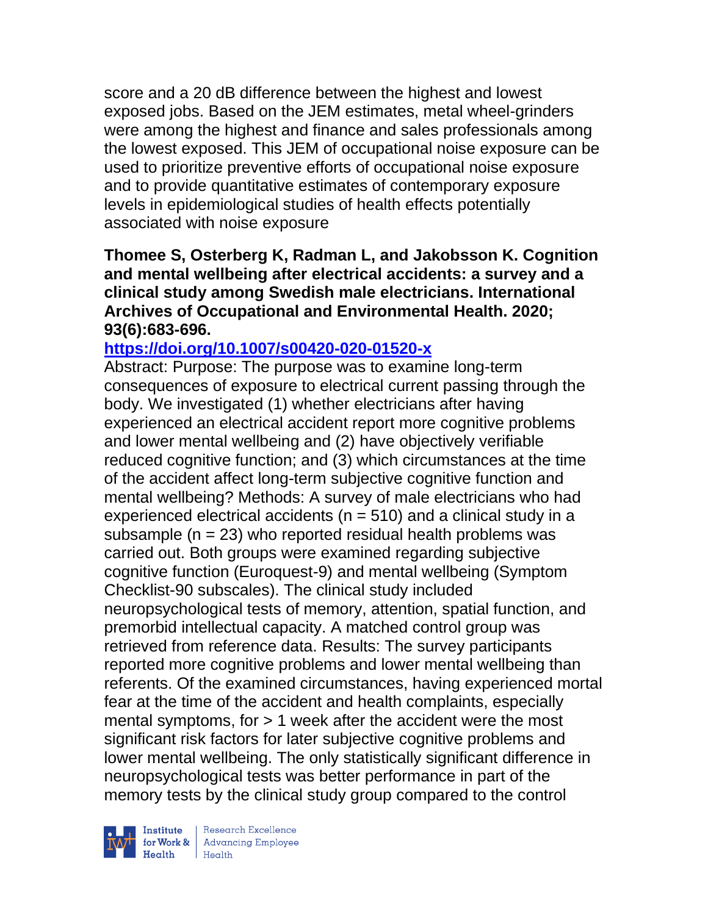score and a 20 dB difference between the highest and lowest exposed jobs. Based on the JEM estimates, metal wheel-grinders were among the highest and finance and sales professionals among the lowest exposed. This JEM of occupational noise exposure can be used to prioritize preventive efforts of occupational noise exposure and to provide quantitative estimates of contemporary exposure levels in epidemiological studies of health effects potentially associated with noise exposure

**Thomee S, Osterberg K, Radman L, and Jakobsson K. Cognition and mental wellbeing after electrical accidents: a survey and a clinical study among Swedish male electricians. International Archives of Occupational and Environmental Health. 2020; 93(6):683-696.**

**https://doi.org/10.1007/s00420-020-01520-x**

Abstract: Purpose: The purpose was to examine long-term consequences of exposure to electrical current passing through the body. We investigated (1) whether electricians after having experienced an electrical accident report more cognitive problems and lower mental wellbeing and (2) have objectively verifiable reduced cognitive function; and (3) which circumstances at the time of the accident affect long-term subjective cognitive function and mental wellbeing? Methods: A survey of male electricians who had experienced electrical accidents (n = 510) and a clinical study in a subsample (n = 23) who reported residual health problems was carried out. Both groups were examined regarding subjective cognitive function (Euroquest-9) and mental wellbeing (Symptom Checklist-90 subscales). The clinical study included neuropsychological tests of memory, attention, spatial function, and premorbid intellectual capacity. A matched control group was retrieved from reference data. Results: The survey participants reported more cognitive problems and lower mental wellbeing than referents. Of the examined circumstances, having experienced mortal fear at the time of the accident and health complaints, especially mental symptoms, for > 1 week after the accident were the most significant risk factors for later subjective cognitive problems and lower mental wellbeing. The only statistically significant difference in neuropsychological tests was better performance in part of the memory tests by the clinical study group compared to the control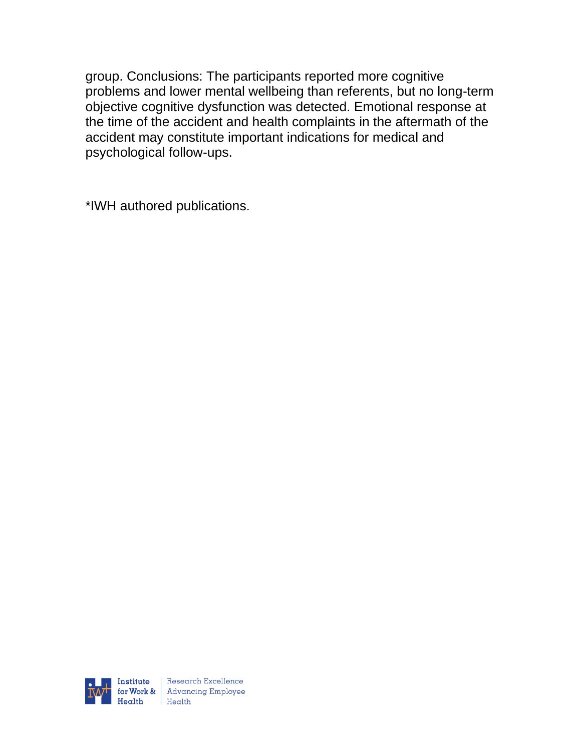group. Conclusions: The participants reported more cognitive problems and lower mental wellbeing than referents, but no long-term objective cognitive dysfunction was detected. Emotional response at the time of the accident and health complaints in the aftermath of the accident may constitute important indications for medical and psychological follow-ups.

*IWH authored publications.